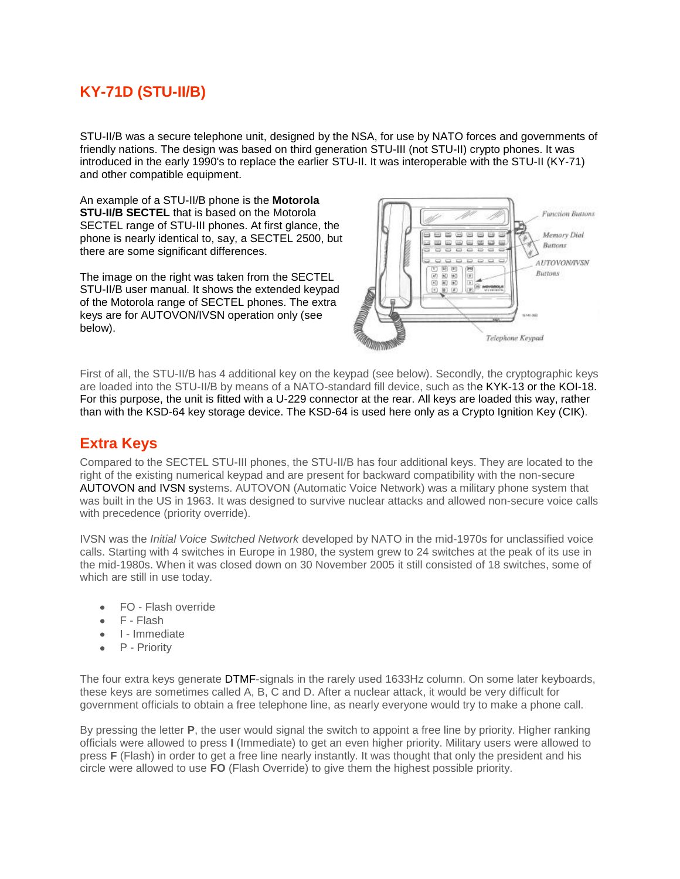# KY-71D (STU-II/B)

STU-II/B was a secure telephone unit, designed by the NSA, for use by NATO forces and governments of friendly nations. The design was based on third generation STU-III (not STU-II) crypto phones. It was introduced in the early 1990's to replace the earlier STU-II. It was interoperable with the STU-II (KY-71) and other compatible equipment.

An example of a STU-II/B phone is the **Motorola STU-II/B SECTEL** that is based on the Motorola SECTEL range of STU-III phones. At first glance, the phone is nearly identical to, say, a SECTEL 2500, but there are some significant differences.

The image on the right was taken from the SECTEL STU-II/B user manual. It shows the extended keypad of the Motorola range of SECTEL phones. The extra keys are for AUTOVON/IVSN operation only (see below).

First of all, the STU-II/B has 4 additional key on the keypad (see below). Secondly, the cryptographic keys are loaded into the STU-II/B by means of a NATO-standard fill device, such as the KYK-13 or the KOI-18. For this purpose, the unit is fitted with a U-229 connector at the rear. All keys are loaded this way, rather than with the KSD-64 key storage device. The KSD-64 is used here only as a Crypto Ignition Key (CIK).

## Extra Keys

Compared to the SECTEL STU-III phones, the STU-II/B has four additional keys. They are located to the right of the existing numerical keypad and are present for backward compatibility with the non-secure AUTOVON and IVSN systems. AUTOVON (Automatic Voice Network) was a military phone system that was built in the US in 1963. It was designed to survive nuclear attacks and allowed non-secure voice calls with precedence (priority override).

IVSN was the *Initial Voice Switched Network* developed by NATO in the mid-1970s for unclassified voice calls. Starting with 4 switches in Europe in 1980, the system grew to 24 switches at the peak of its use in the mid-1980s. When it was closed down on 30 November 2005 it still consisted of 18 switches, some of which are still in use today.

- FO - Flash override
- F - Flash
- I - Immediate
- P - Priority

The four extra keys generate DTMF-signals in the rarely used 1633Hz column. On some later keyboards, these keys are sometimes called A, B, C and D. After a nuclear attack, it would be very difficult for government officials to obtain a free telephone line, as nearly everyone would try to make a phone call.

By pressing the letter **P**, the user would signal the switch to appoint a free line by priority. Higher ranking officials were allowed to press **I** (Immediate) to get an even higher priority. Military users were allowed to press **F** (Flash) in order to get a free line nearly instantly. It was thought that only the president and his circle were allowed to use **FO** (Flash Override) to give them the highest possible priority.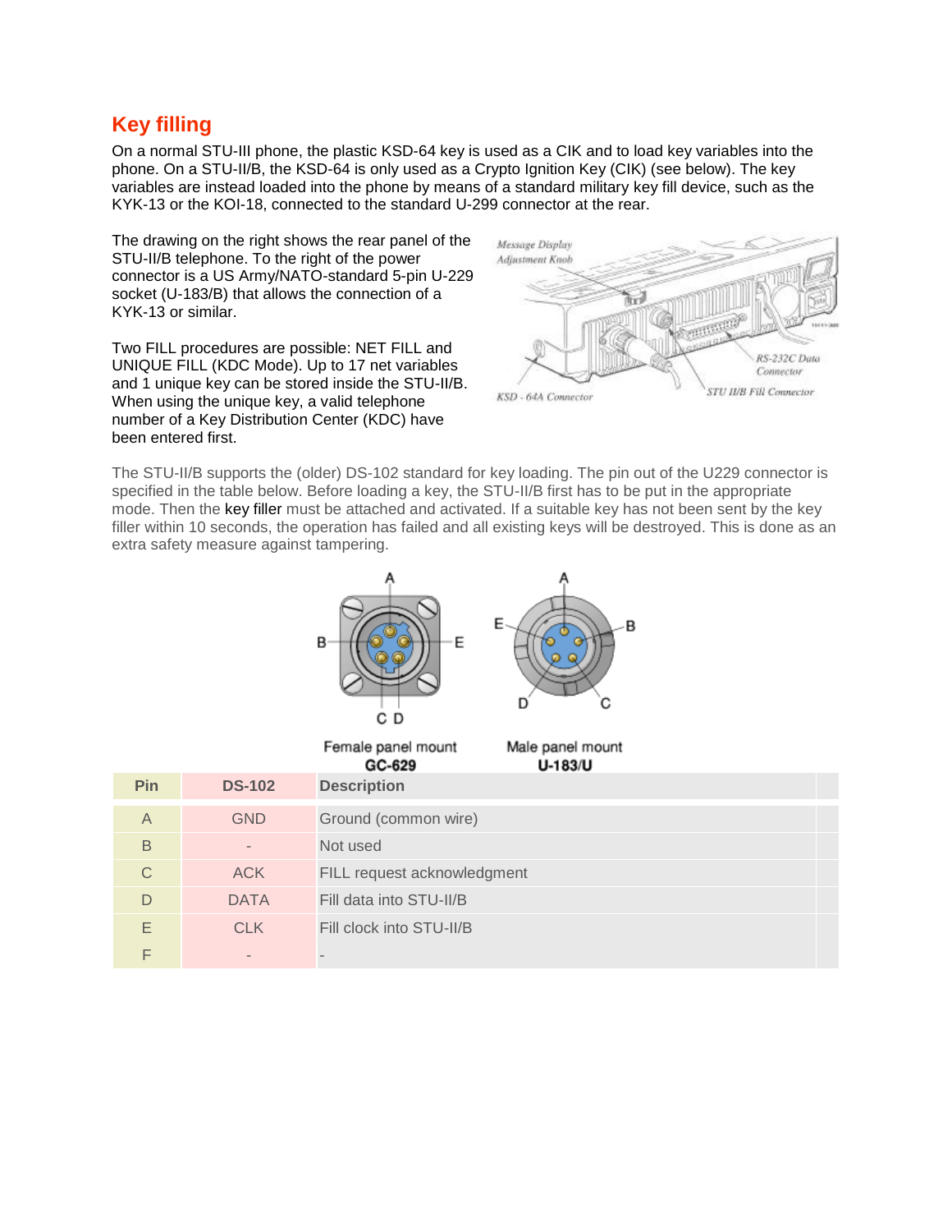## Key filling

On a normal STU-III phone, the plastic KSD-64 key is used as a CIK and to load key variables into the phone. On a STU-II/B, the KSD-64 is only used as a Crypto Ignition Key (CIK) (see below). The key variables are instead loaded into the phone by means of a standard military key fill device, such as the KYK-13 or the KOI-18, connected to the standard U-299 connector at the rear.

The drawing on the right shows the rear panel of the STU-II/B telephone. To the right of the power connector is a US Army/NATO-standard 5-pin U-229 socket (U-183/B) that allows the connection of a KYK-13 or similar.

Two FILL procedures are possible: NET FILL and UNIQUE FILL (KDC Mode). Up to 17 net variables and 1 unique key can be stored inside the STU-II/B. When using the unique key, a valid telephone number of a Key Distribution Center (KDC) have been entered first.

The STU-II/B supports the (older) DS-102 standard for key loading. The pin out of the U229 connector is specified in the table below. Before loading a key, the STU-II/B first has to be put in the appropriate mode. Then the key filler must be attached and activated. If a suitable key has not been sent by the key filler within 10 seconds, the operation has failed and all existing keys will be destroyed. This is done as an extra safety measure against tampering.

Female panel mount **GC-629**

Male panel mount **U-183/U**

| Pin | DS-102 | Description |
|---|---|---|
| A | GND | Ground (common wire) |
| B | - | Not used |
| C | ACK | FILL request acknowledgment |
| D | DATA | Fill data into STU-II/B |
| E | CLK | Fill clock into STU-II/B |
| F | - | - |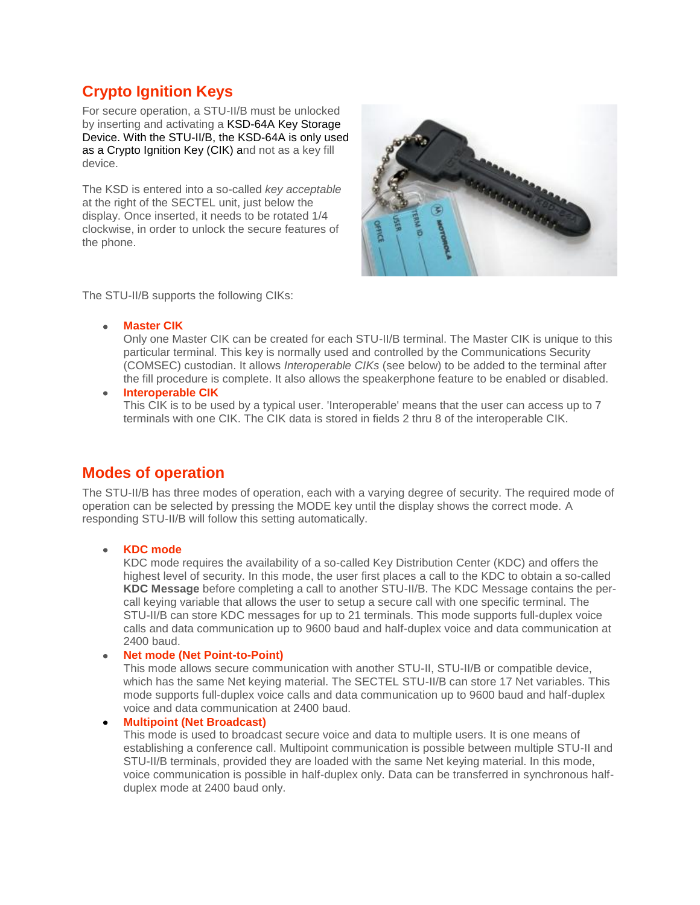## Crypto Ignition Keys

For secure operation, a STU-II/B must be unlocked by inserting and activating a KSD-64A Key Storage Device. With the STU-II/B, the KSD-64A is only used as a Crypto Ignition Key (CIK) and not as a key fill device.

The KSD is entered into a so-called *key acceptable* at the right of the SECTEL unit, just below the display. Once inserted, it needs to be rotated 1/4 clockwise, in order to unlock the secure features of the phone.

The STU-II/B supports the following CIKs:

- **Master CIK**
  Only one Master CIK can be created for each STU-II/B terminal. The Master CIK is unique to this particular terminal. This key is normally used and controlled by the Communications Security (COMSEC) custodian. It allows *Interoperable CIKs* (see below) to be added to the terminal after the fill procedure is complete. It also allows the speakerphone feature to be enabled or disabled.
- **Interoperable CIK**
  This CIK is to be used by a typical user. 'Interoperable' means that the user can access up to 7 terminals with one CIK. The CIK data is stored in fields 2 thru 8 of the interoperable CIK.

## Modes of operation

The STU-II/B has three modes of operation, each with a varying degree of security. The required mode of operation can be selected by pressing the MODE key until the display shows the correct mode. A responding STU-II/B will follow this setting automatically.

- **KDC mode**
  KDC mode requires the availability of a so-called Key Distribution Center (KDC) and offers the highest level of security. In this mode, the user first places a call to the KDC to obtain a so-called **KDC Message** before completing a call to another STU-II/B. The KDC Message contains the per-call keying variable that allows the user to setup a secure call with one specific terminal. The STU-II/B can store KDC messages for up to 21 terminals. This mode supports full-duplex voice calls and data communication up to 9600 baud and half-duplex voice and data communication at 2400 baud.
- **Net mode (Net Point-to-Point)**
  This mode allows secure communication with another STU-II, STU-II/B or compatible device, which has the same Net keying material. The SECTEL STU-II/B can store 17 Net variables. This mode supports full-duplex voice calls and data communication up to 9600 baud and half-duplex voice and data communication at 2400 baud.
- **Multipoint (Net Broadcast)**
  This mode is used to broadcast secure voice and data to multiple users. It is one means of establishing a conference call. Multipoint communication is possible between multiple STU-II and STU-II/B terminals, provided they are loaded with the same Net keying material. In this mode, voice communication is possible in half-duplex only. Data can be transferred in synchronous half-duplex mode at 2400 baud only.